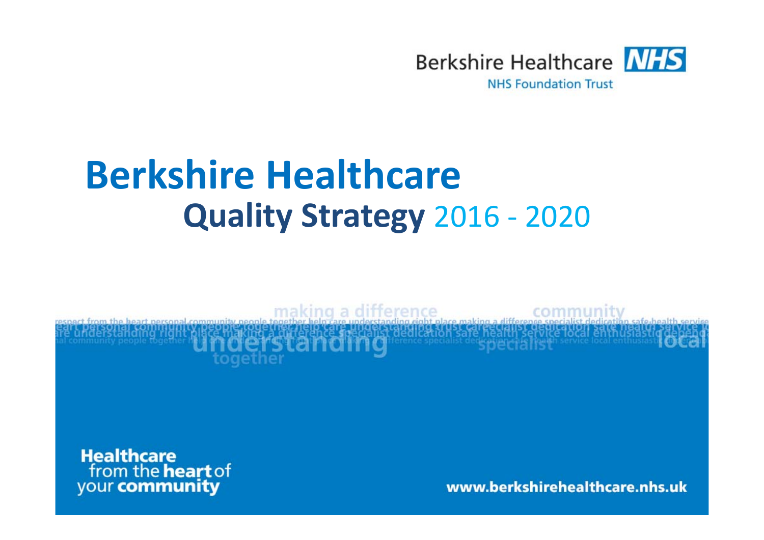Berkshire Healthcare NHS

NHS Foundation Trust

# Berkshire Healthcare

## Quality Strategy 2016 - 2020

Healthcare from the **heart** of your **community**

www.berkshirehealthcare.nhs.uk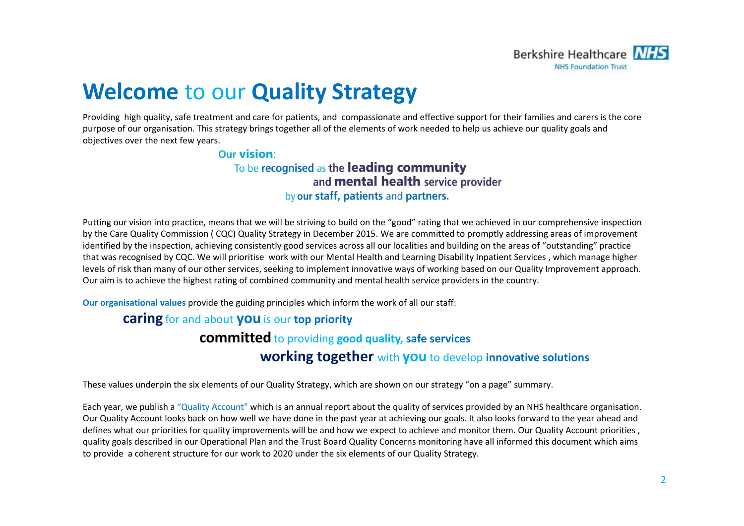# Welcome to our Quality Strategy

Providing high quality, safe treatment and care for patients, and compassionate and effective support for their families and carers is the core purpose of our organisation. This strategy brings together all of the elements of work needed to help us achieve our quality goals and objectives over the next few years.

**Our vision:**

To be **recognised** as **the leading community and mental health service provider** by **our staff, patients** and **partners.**

Putting our vision into practice, means that we will be striving to build on the "good" rating that we achieved in our comprehensive inspection by the Care Quality Commission ( CQC) Quality Strategy in December 2015. We are committed to promptly addressing areas of improvement identified by the inspection, achieving consistently good services across all our localities and building on the areas of "outstanding" practice that was recognised by CQC. We will prioritise work with our Mental Health and Learning Disability Inpatient Services , which manage higher levels of risk than many of our other services, seeking to implement innovative ways of working based on our Quality Improvement approach. Our aim is to achieve the highest rating of combined community and mental health service providers in the country.

**Our organisational values** provide the guiding principles which inform the work of all our staff:

**caring** for and about **you** is our **top priority**

**committed** to providing **good quality, safe services**

**working together** with **you** to develop **innovative solutions**

These values underpin the six elements of our Quality Strategy, which are shown on our strategy "on a page" summary.

Each year, we publish a "Quality Account" which is an annual report about the quality of services provided by an NHS healthcare organisation. Our Quality Account looks back on how well we have done in the past year at achieving our goals. It also looks forward to the year ahead and defines what our priorities for quality improvements will be and how we expect to achieve and monitor them. Our Quality Account priorities , quality goals described in our Operational Plan and the Trust Board Quality Concerns monitoring have all informed this document which aims to provide a coherent structure for our work to 2020 under the six elements of our Quality Strategy.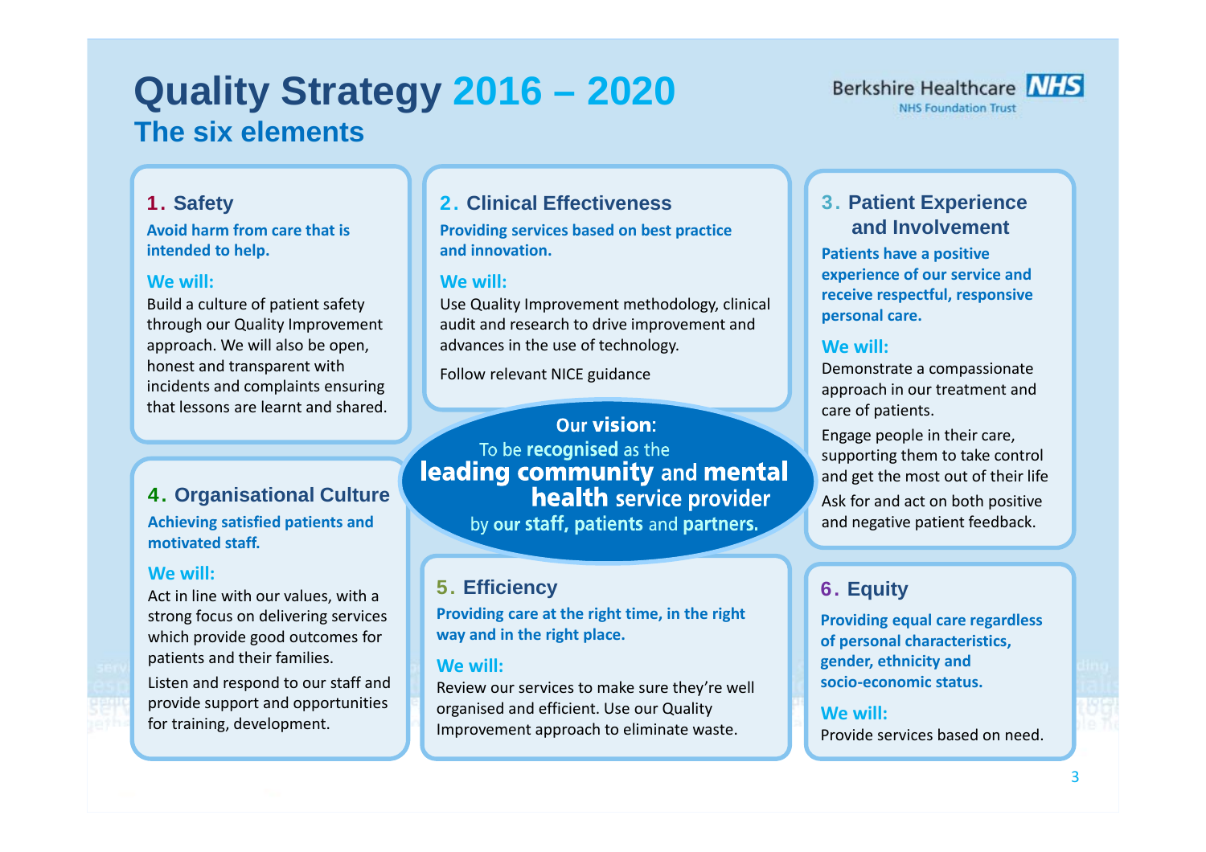# Quality Strategy 2016 – 2020

## The six elements

Berkshire Healthcare NHS Foundation Trust

### 1. Safety

**Avoid harm from care that is intended to help.**

**We will:**

Build a culture of patient safety through our Quality Improvement approach. We will also be open, honest and transparent with incidents and complaints ensuring that lessons are learnt and shared.

### 2. Clinical Effectiveness

**Providing services based on best practice and innovation.**

**We will:**

Use Quality Improvement methodology, clinical audit and research to drive improvement and advances in the use of technology.

Follow relevant NICE guidance

### 3. Patient Experience and Involvement

**Patients have a positive experience of our service and receive respectful, responsive personal care.**

**We will:**

Demonstrate a compassionate approach in our treatment and care of patients.

Engage people in their care, supporting them to take control and get the most out of their life

Ask for and act on both positive and negative patient feedback.

**Our vision:**

To be **recognised** as the **leading community** and **mental health** service provider by **our staff, patients** and **partners.**

### 4. Organisational Culture

**Achieving satisfied patients and motivated staff.**

**We will:**

Act in line with our values, with a strong focus on delivering services which provide good outcomes for patients and their families.

Listen and respond to our staff and provide support and opportunities for training, development.

### 5. Efficiency

**Providing care at the right time, in the right way and in the right place.**

**We will:**

Review our services to make sure they're well organised and efficient. Use our Quality Improvement approach to eliminate waste.

### 6. Equity

**Providing equal care regardless of personal characteristics, gender, ethnicity and socio-economic status.**

**We will:**

Provide services based on need.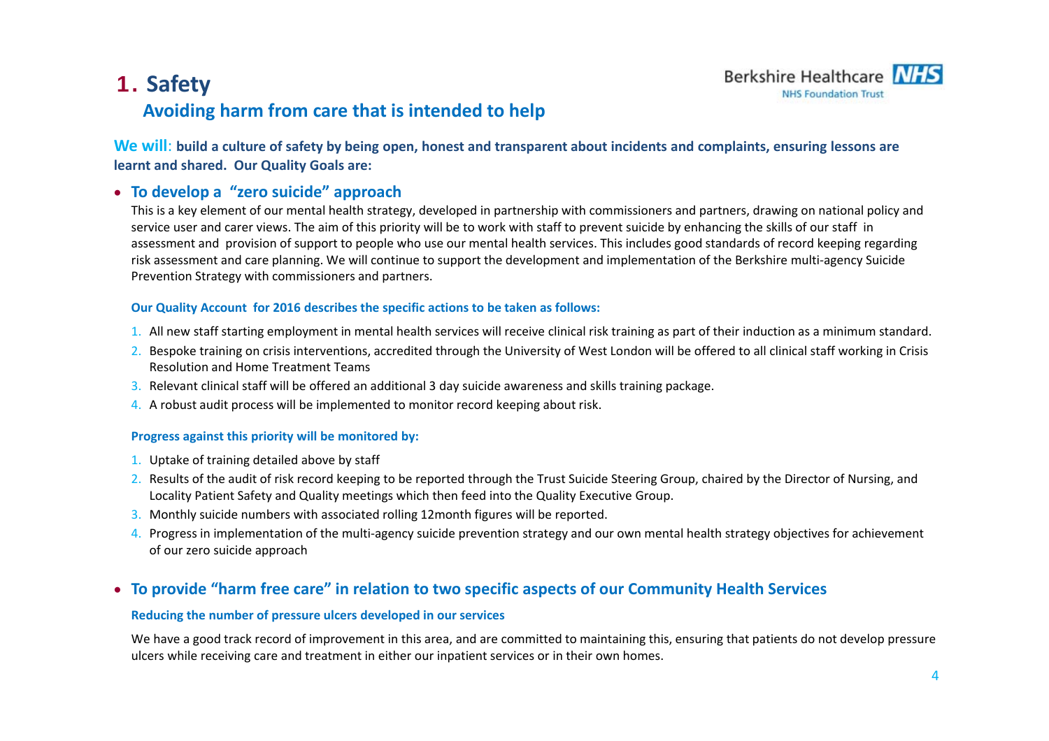# 1. Safety

## Avoiding harm from care that is intended to help

**We will: build a culture of safety by being open, honest and transparent about incidents and complaints, ensuring lessons are learnt and shared. Our Quality Goals are:**

- ### To develop a "zero suicide" approach

  This is a key element of our mental health strategy, developed in partnership with commissioners and partners, drawing on national policy and service user and carer views. The aim of this priority will be to work with staff to prevent suicide by enhancing the skills of our staff in assessment and provision of support to people who use our mental health services. This includes good standards of record keeping regarding risk assessment and care planning. We will continue to support the development and implementation of the Berkshire multi-agency Suicide Prevention Strategy with commissioners and partners.

  **Our Quality Account for 2016 describes the specific actions to be taken as follows:**

  1. All new staff starting employment in mental health services will receive clinical risk training as part of their induction as a minimum standard.
  2. Bespoke training on crisis interventions, accredited through the University of West London will be offered to all clinical staff working in Crisis Resolution and Home Treatment Teams
  3. Relevant clinical staff will be offered an additional 3 day suicide awareness and skills training package.
  4. A robust audit process will be implemented to monitor record keeping about risk.

  **Progress against this priority will be monitored by:**

  1. Uptake of training detailed above by staff
  2. Results of the audit of risk record keeping to be reported through the Trust Suicide Steering Group, chaired by the Director of Nursing, and Locality Patient Safety and Quality meetings which then feed into the Quality Executive Group.
  3. Monthly suicide numbers with associated rolling 12month figures will be reported.
  4. Progress in implementation of the multi-agency suicide prevention strategy and our own mental health strategy objectives for achievement of our zero suicide approach

- ### To provide "harm free care" in relation to two specific aspects of our Community Health Services

  **Reducing the number of pressure ulcers developed in our services**

  We have a good track record of improvement in this area, and are committed to maintaining this, ensuring that patients do not develop pressure ulcers while receiving care and treatment in either our inpatient services or in their own homes.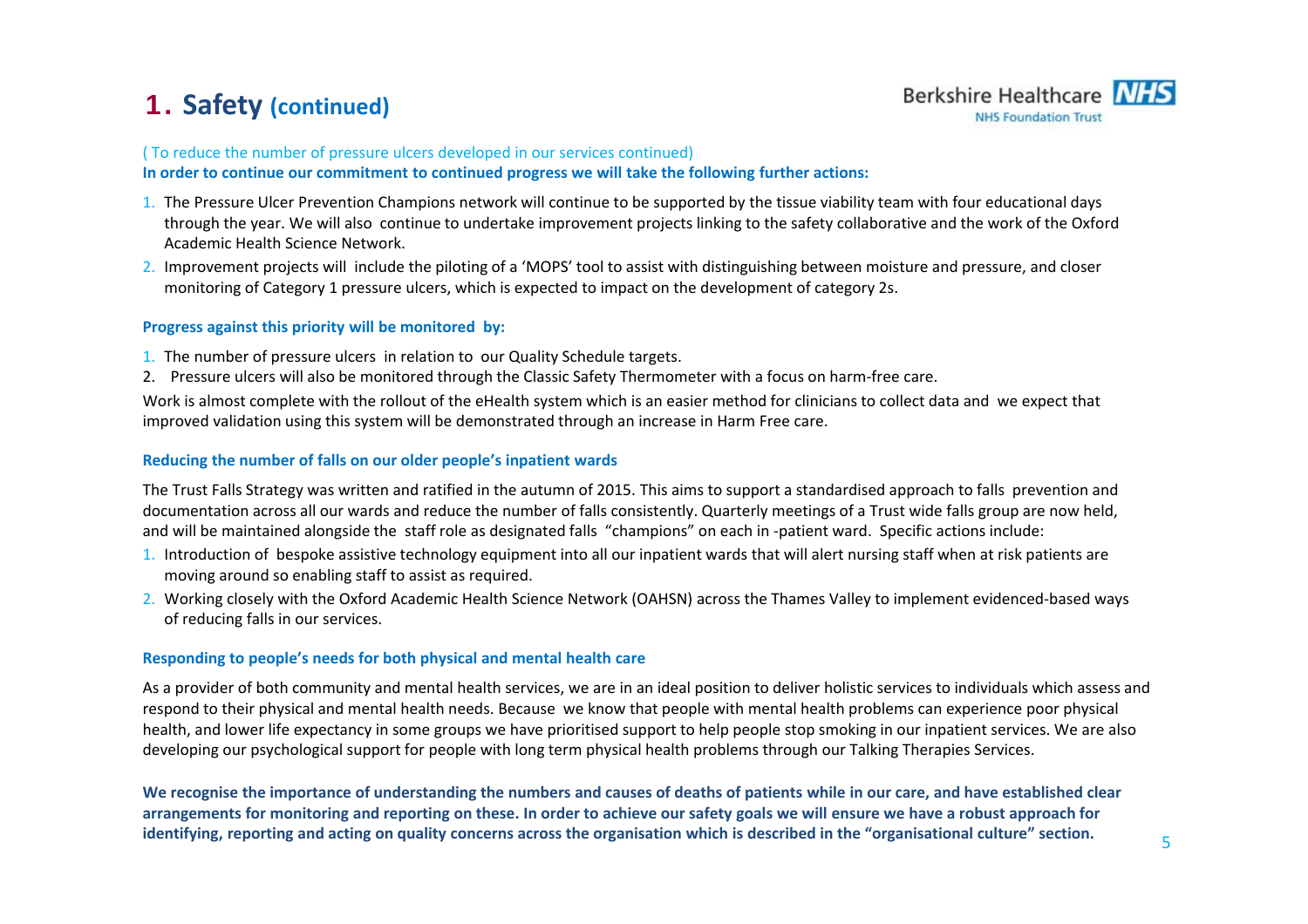# 1. Safety (continued)

( To reduce the number of pressure ulcers developed in our services continued)

**In order to continue our commitment to continued progress we will take the following further actions:**

1. The Pressure Ulcer Prevention Champions network will continue to be supported by the tissue viability team with four educational days through the year. We will also continue to undertake improvement projects linking to the safety collaborative and the work of the Oxford Academic Health Science Network.
2. Improvement projects will include the piloting of a 'MOPS' tool to assist with distinguishing between moisture and pressure, and closer monitoring of Category 1 pressure ulcers, which is expected to impact on the development of category 2s.

**Progress against this priority will be monitored by:**

1. The number of pressure ulcers in relation to our Quality Schedule targets.
2. Pressure ulcers will also be monitored through the Classic Safety Thermometer with a focus on harm-free care.

Work is almost complete with the rollout of the eHealth system which is an easier method for clinicians to collect data and we expect that improved validation using this system will be demonstrated through an increase in Harm Free care.

### Reducing the number of falls on our older people's inpatient wards

The Trust Falls Strategy was written and ratified in the autumn of 2015. This aims to support a standardised approach to falls prevention and documentation across all our wards and reduce the number of falls consistently. Quarterly meetings of a Trust wide falls group are now held, and will be maintained alongside the staff role as designated falls "champions" on each in -patient ward. Specific actions include:

1. Introduction of bespoke assistive technology equipment into all our inpatient wards that will alert nursing staff when at risk patients are moving around so enabling staff to assist as required.
2. Working closely with the Oxford Academic Health Science Network (OAHSN) across the Thames Valley to implement evidenced-based ways of reducing falls in our services.

### Responding to people's needs for both physical and mental health care

As a provider of both community and mental health services, we are in an ideal position to deliver holistic services to individuals which assess and respond to their physical and mental health needs. Because we know that people with mental health problems can experience poor physical health, and lower life expectancy in some groups we have prioritised support to help people stop smoking in our inpatient services. We are also developing our psychological support for people with long term physical health problems through our Talking Therapies Services.

**We recognise the importance of understanding the numbers and causes of deaths of patients while in our care, and have established clear arrangements for monitoring and reporting on these. In order to achieve our safety goals we will ensure we have a robust approach for identifying, reporting and acting on quality concerns across the organisation which is described in the "organisational culture" section.**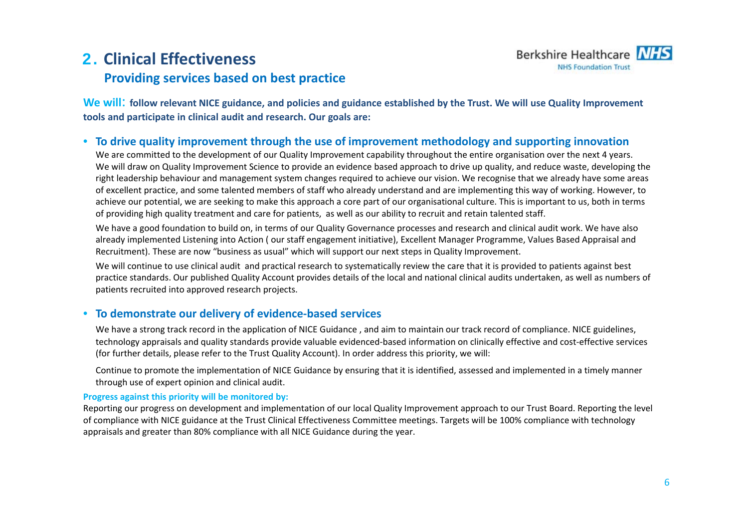# 2. Clinical Effectiveness

## Providing services based on best practice

**We will: follow relevant NICE guidance, and policies and guidance established by the Trust. We will use Quality Improvement tools and participate in clinical audit and research. Our goals are:**

- ### To drive quality improvement through the use of improvement methodology and supporting innovation

  We are committed to the development of our Quality Improvement capability throughout the entire organisation over the next 4 years. We will draw on Quality Improvement Science to provide an evidence based approach to drive up quality, and reduce waste, developing the right leadership behaviour and management system changes required to achieve our vision. We recognise that we already have some areas of excellent practice, and some talented members of staff who already understand and are implementing this way of working. However, to achieve our potential, we are seeking to make this approach a core part of our organisational culture. This is important to us, both in terms of providing high quality treatment and care for patients, as well as our ability to recruit and retain talented staff.

  We have a good foundation to build on, in terms of our Quality Governance processes and research and clinical audit work. We have also already implemented Listening into Action ( our staff engagement initiative), Excellent Manager Programme, Values Based Appraisal and Recruitment). These are now "business as usual" which will support our next steps in Quality Improvement.

  We will continue to use clinical audit and practical research to systematically review the care that it is provided to patients against best practice standards. Our published Quality Account provides details of the local and national clinical audits undertaken, as well as numbers of patients recruited into approved research projects.

- ### To demonstrate our delivery of evidence-based services

  We have a strong track record in the application of NICE Guidance , and aim to maintain our track record of compliance. NICE guidelines, technology appraisals and quality standards provide valuable evidenced-based information on clinically effective and cost-effective services (for further details, please refer to the Trust Quality Account). In order address this priority, we will:

  Continue to promote the implementation of NICE Guidance by ensuring that it is identified, assessed and implemented in a timely manner through use of expert opinion and clinical audit.

**Progress against this priority will be monitored by:**

Reporting our progress on development and implementation of our local Quality Improvement approach to our Trust Board. Reporting the level of compliance with NICE guidance at the Trust Clinical Effectiveness Committee meetings. Targets will be 100% compliance with technology appraisals and greater than 80% compliance with all NICE Guidance during the year.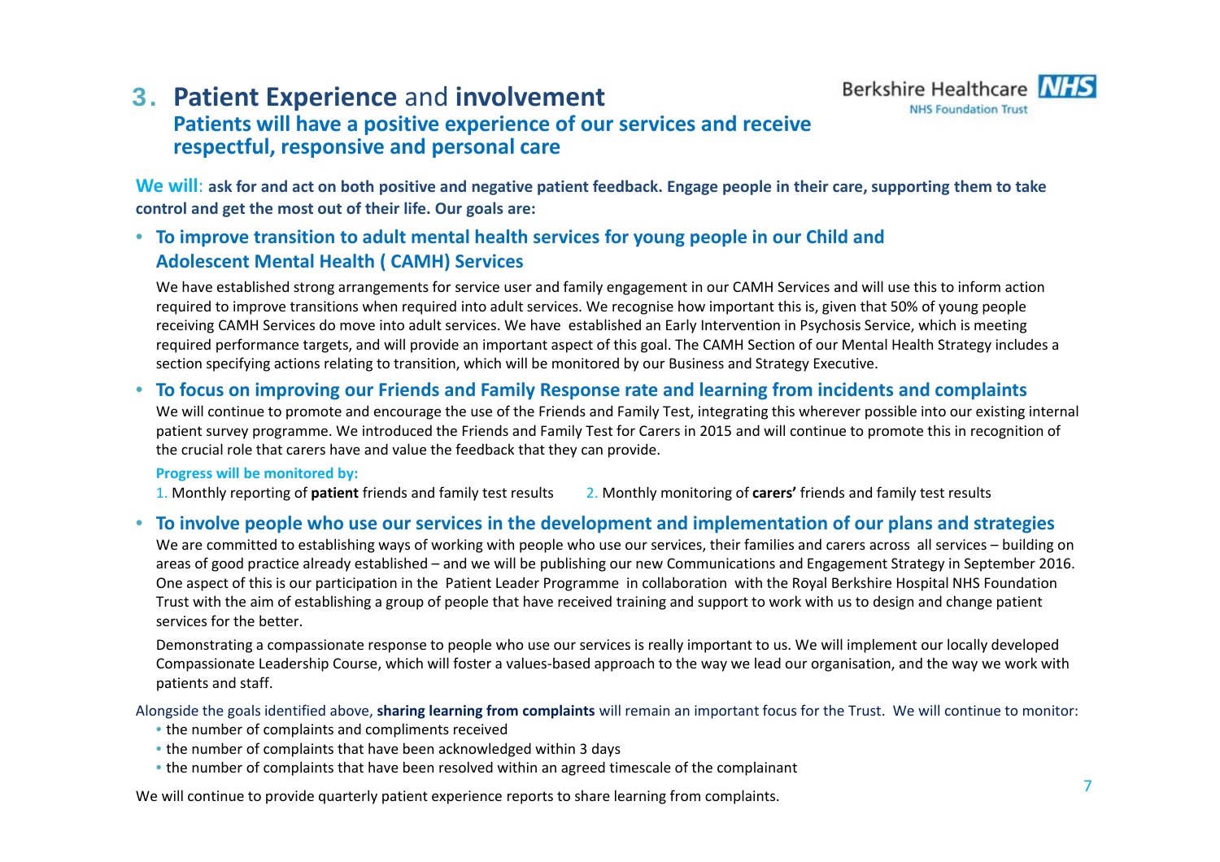# 3. Patient Experience and involvement

## Patients will have a positive experience of our services and receive respectful, responsive and personal care

**We will: ask for and act on both positive and negative patient feedback. Engage people in their care, supporting them to take control and get the most out of their life. Our goals are:**

- **To improve transition to adult mental health services for young people in our Child and Adolescent Mental Health ( CAMH) Services**

  We have established strong arrangements for service user and family engagement in our CAMH Services and will use this to inform action required to improve transitions when required into adult services. We recognise how important this is, given that 50% of young people receiving CAMH Services do move into adult services. We have established an Early Intervention in Psychosis Service, which is meeting required performance targets, and will provide an important aspect of this goal. The CAMH Section of our Mental Health Strategy includes a section specifying actions relating to transition, which will be monitored by our Business and Strategy Executive.

- **To focus on improving our Friends and Family Response rate and learning from incidents and complaints**

  We will continue to promote and encourage the use of the Friends and Family Test, integrating this wherever possible into our existing internal patient survey programme. We introduced the Friends and Family Test for Carers in 2015 and will continue to promote this in recognition of the crucial role that carers have and value the feedback that they can provide.

  **Progress will be monitored by:**

  1. Monthly reporting of **patient** friends and family test results
  2. Monthly monitoring of **carers'** friends and family test results

- **To involve people who use our services in the development and implementation of our plans and strategies**

  We are committed to establishing ways of working with people who use our services, their families and carers across all services – building on areas of good practice already established – and we will be publishing our new Communications and Engagement Strategy in September 2016. One aspect of this is our participation in the Patient Leader Programme in collaboration with the Royal Berkshire Hospital NHS Foundation Trust with the aim of establishing a group of people that have received training and support to work with us to design and change patient services for the better.

  Demonstrating a compassionate response to people who use our services is really important to us. We will implement our locally developed Compassionate Leadership Course, which will foster a values-based approach to the way we lead our organisation, and the way we work with patients and staff.

Alongside the goals identified above, **sharing learning from complaints** will remain an important focus for the Trust. We will continue to monitor:

- the number of complaints and compliments received
- the number of complaints that have been acknowledged within 3 days
- the number of complaints that have been resolved within an agreed timescale of the complainant

We will continue to provide quarterly patient experience reports to share learning from complaints.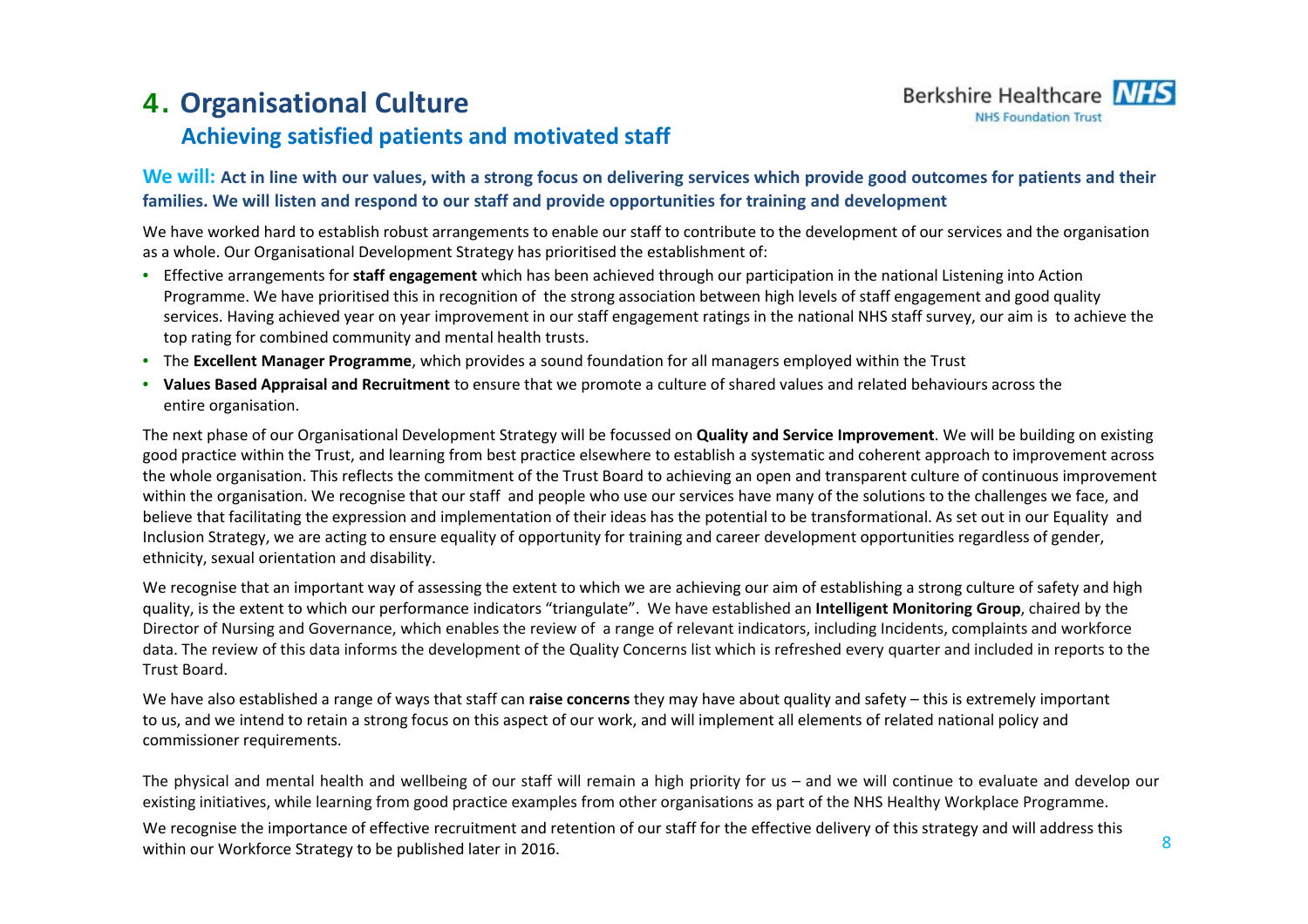# 4. Organisational Culture

## Achieving satisfied patients and motivated staff

**We will: Act in line with our values, with a strong focus on delivering services which provide good outcomes for patients and their families. We will listen and respond to our staff and provide opportunities for training and development**

We have worked hard to establish robust arrangements to enable our staff to contribute to the development of our services and the organisation as a whole. Our Organisational Development Strategy has prioritised the establishment of:

- Effective arrangements for **staff engagement** which has been achieved through our participation in the national Listening into Action Programme. We have prioritised this in recognition of the strong association between high levels of staff engagement and good quality services. Having achieved year on year improvement in our staff engagement ratings in the national NHS staff survey, our aim is to achieve the top rating for combined community and mental health trusts.
- The **Excellent Manager Programme**, which provides a sound foundation for all managers employed within the Trust
- **Values Based Appraisal and Recruitment** to ensure that we promote a culture of shared values and related behaviours across the entire organisation.

The next phase of our Organisational Development Strategy will be focussed on **Quality and Service Improvement**. We will be building on existing good practice within the Trust, and learning from best practice elsewhere to establish a systematic and coherent approach to improvement across the whole organisation. This reflects the commitment of the Trust Board to achieving an open and transparent culture of continuous improvement within the organisation. We recognise that our staff and people who use our services have many of the solutions to the challenges we face, and believe that facilitating the expression and implementation of their ideas has the potential to be transformational. As set out in our Equality and Inclusion Strategy, we are acting to ensure equality of opportunity for training and career development opportunities regardless of gender, ethnicity, sexual orientation and disability.

We recognise that an important way of assessing the extent to which we are achieving our aim of establishing a strong culture of safety and high quality, is the extent to which our performance indicators "triangulate". We have established an **Intelligent Monitoring Group**, chaired by the Director of Nursing and Governance, which enables the review of a range of relevant indicators, including Incidents, complaints and workforce data. The review of this data informs the development of the Quality Concerns list which is refreshed every quarter and included in reports to the Trust Board.

We have also established a range of ways that staff can **raise concerns** they may have about quality and safety – this is extremely important to us, and we intend to retain a strong focus on this aspect of our work, and will implement all elements of related national policy and commissioner requirements.

The physical and mental health and wellbeing of our staff will remain a high priority for us – and we will continue to evaluate and develop our existing initiatives, while learning from good practice examples from other organisations as part of the NHS Healthy Workplace Programme.

We recognise the importance of effective recruitment and retention of our staff for the effective delivery of this strategy and will address this within our Workforce Strategy to be published later in 2016.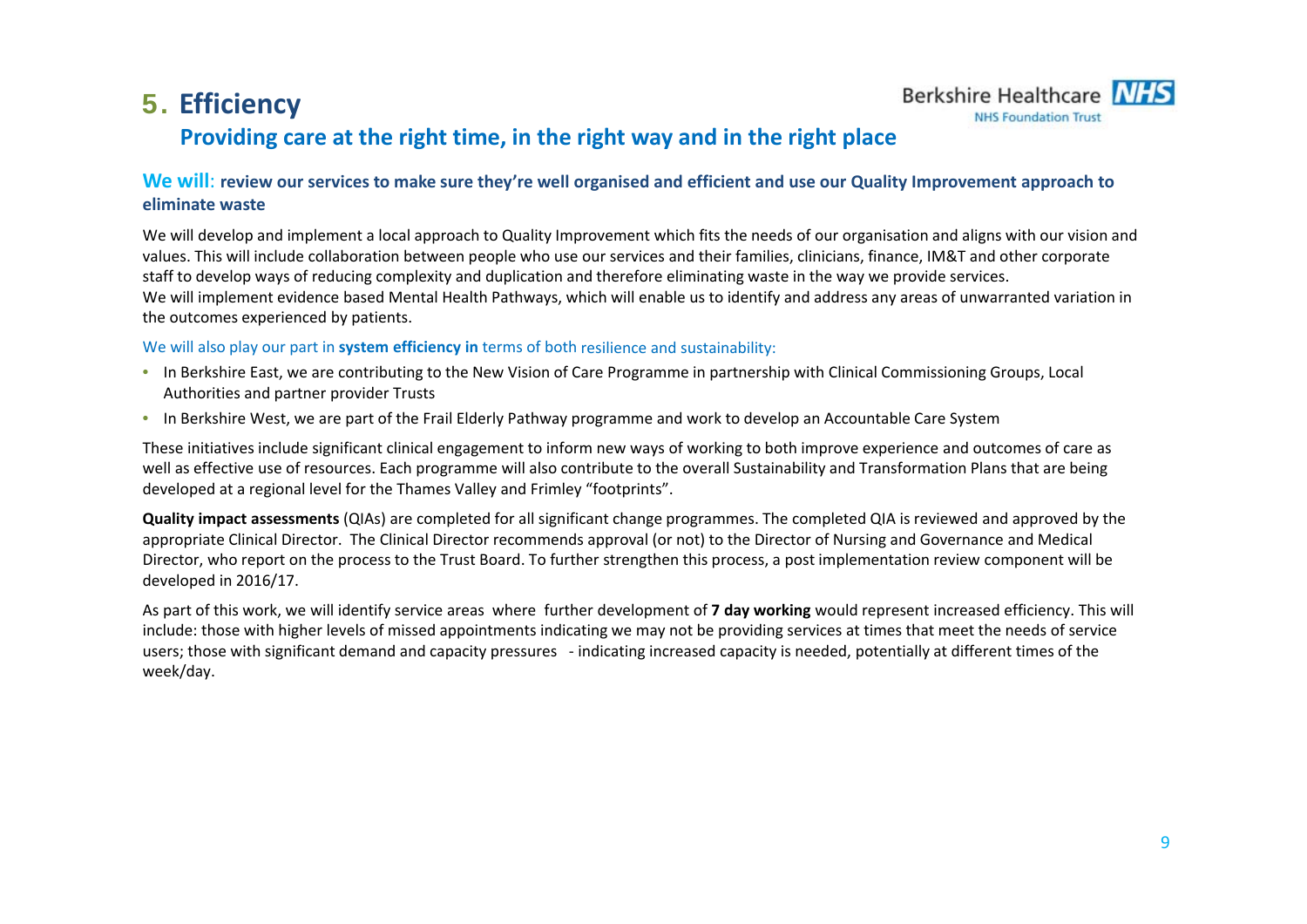# 5. Efficiency

## Providing care at the right time, in the right way and in the right place

**We will**: **review our services to make sure they're well organised and efficient and use our Quality Improvement approach to eliminate waste**

We will develop and implement a local approach to Quality Improvement which fits the needs of our organisation and aligns with our vision and values. This will include collaboration between people who use our services and their families, clinicians, finance, IM&T and other corporate staff to develop ways of reducing complexity and duplication and therefore eliminating waste in the way we provide services.
We will implement evidence based Mental Health Pathways, which will enable us to identify and address any areas of unwarranted variation in the outcomes experienced by patients.

We will also play our part in **system efficiency in** terms of both resilience and sustainability:

- In Berkshire East, we are contributing to the New Vision of Care Programme in partnership with Clinical Commissioning Groups, Local Authorities and partner provider Trusts
- In Berkshire West, we are part of the Frail Elderly Pathway programme and work to develop an Accountable Care System

These initiatives include significant clinical engagement to inform new ways of working to both improve experience and outcomes of care as well as effective use of resources. Each programme will also contribute to the overall Sustainability and Transformation Plans that are being developed at a regional level for the Thames Valley and Frimley "footprints".

**Quality impact assessments** (QIAs) are completed for all significant change programmes. The completed QIA is reviewed and approved by the appropriate Clinical Director. The Clinical Director recommends approval (or not) to the Director of Nursing and Governance and Medical Director, who report on the process to the Trust Board. To further strengthen this process, a post implementation review component will be developed in 2016/17.

As part of this work, we will identify service areas where further development of **7 day working** would represent increased efficiency. This will include: those with higher levels of missed appointments indicating we may not be providing services at times that meet the needs of service users; those with significant demand and capacity pressures - indicating increased capacity is needed, potentially at different times of the week/day.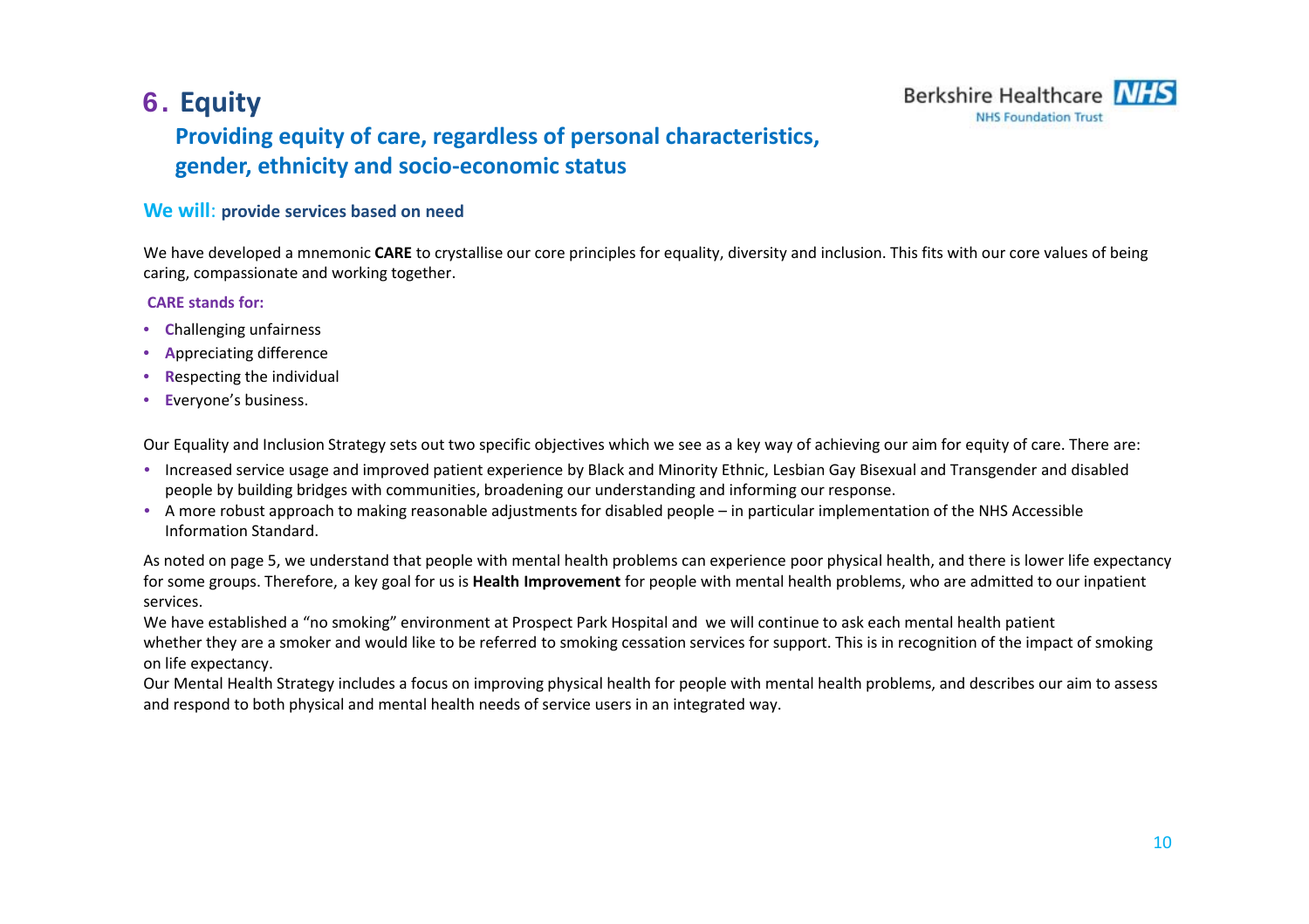# 6. Equity

## Providing equity of care, regardless of personal characteristics, gender, ethnicity and socio-economic status

**We will**: **provide services based on need**

We have developed a mnemonic **CARE** to crystallise our core principles for equality, diversity and inclusion. This fits with our core values of being caring, compassionate and working together.

**CARE stands for:**

- **C**hallenging unfairness
- **A**ppreciating difference
- **R**especting the individual
- **E**veryone's business.

Our Equality and Inclusion Strategy sets out two specific objectives which we see as a key way of achieving our aim for equity of care. There are:

- Increased service usage and improved patient experience by Black and Minority Ethnic, Lesbian Gay Bisexual and Transgender and disabled people by building bridges with communities, broadening our understanding and informing our response.
- A more robust approach to making reasonable adjustments for disabled people – in particular implementation of the NHS Accessible Information Standard.

As noted on page 5, we understand that people with mental health problems can experience poor physical health, and there is lower life expectancy for some groups. Therefore, a key goal for us is **Health Improvement** for people with mental health problems, who are admitted to our inpatient services.

We have established a "no smoking" environment at Prospect Park Hospital and we will continue to ask each mental health patient whether they are a smoker and would like to be referred to smoking cessation services for support. This is in recognition of the impact of smoking on life expectancy.

Our Mental Health Strategy includes a focus on improving physical health for people with mental health problems, and describes our aim to assess and respond to both physical and mental health needs of service users in an integrated way.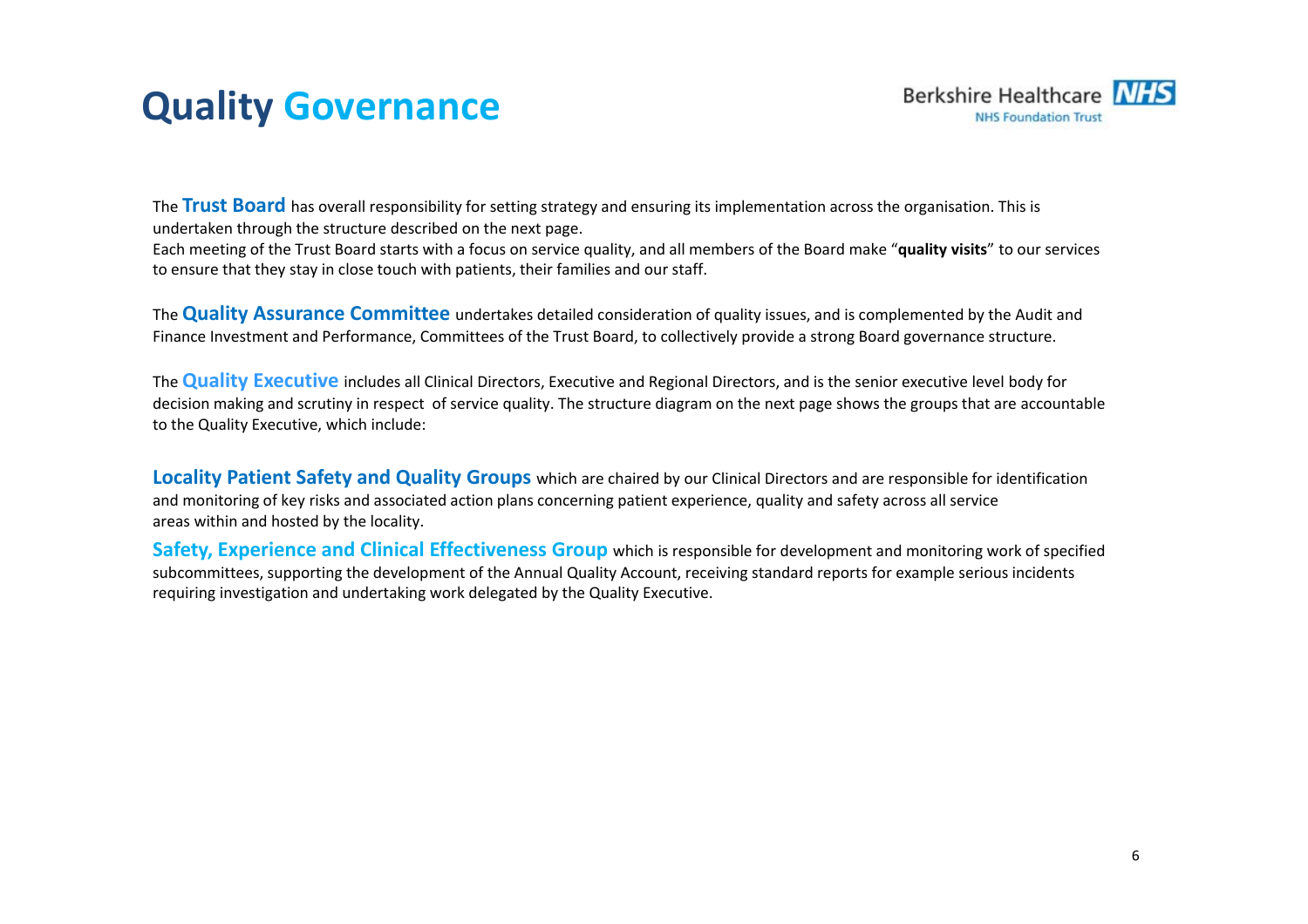# Quality Governance

The **Trust Board** has overall responsibility for setting strategy and ensuring its implementation across the organisation. This is undertaken through the structure described on the next page.
Each meeting of the Trust Board starts with a focus on service quality, and all members of the Board make "**quality visits**" to our services to ensure that they stay in close touch with patients, their families and our staff.

The **Quality Assurance Committee** undertakes detailed consideration of quality issues, and is complemented by the Audit and Finance Investment and Performance, Committees of the Trust Board, to collectively provide a strong Board governance structure.

The **Quality Executive** includes all Clinical Directors, Executive and Regional Directors, and is the senior executive level body for decision making and scrutiny in respect of service quality. The structure diagram on the next page shows the groups that are accountable to the Quality Executive, which include:

**Locality Patient Safety and Quality Groups** which are chaired by our Clinical Directors and are responsible for identification and monitoring of key risks and associated action plans concerning patient experience, quality and safety across all service areas within and hosted by the locality.

**Safety, Experience and Clinical Effectiveness Group** which is responsible for development and monitoring work of specified subcommittees, supporting the development of the Annual Quality Account, receiving standard reports for example serious incidents requiring investigation and undertaking work delegated by the Quality Executive.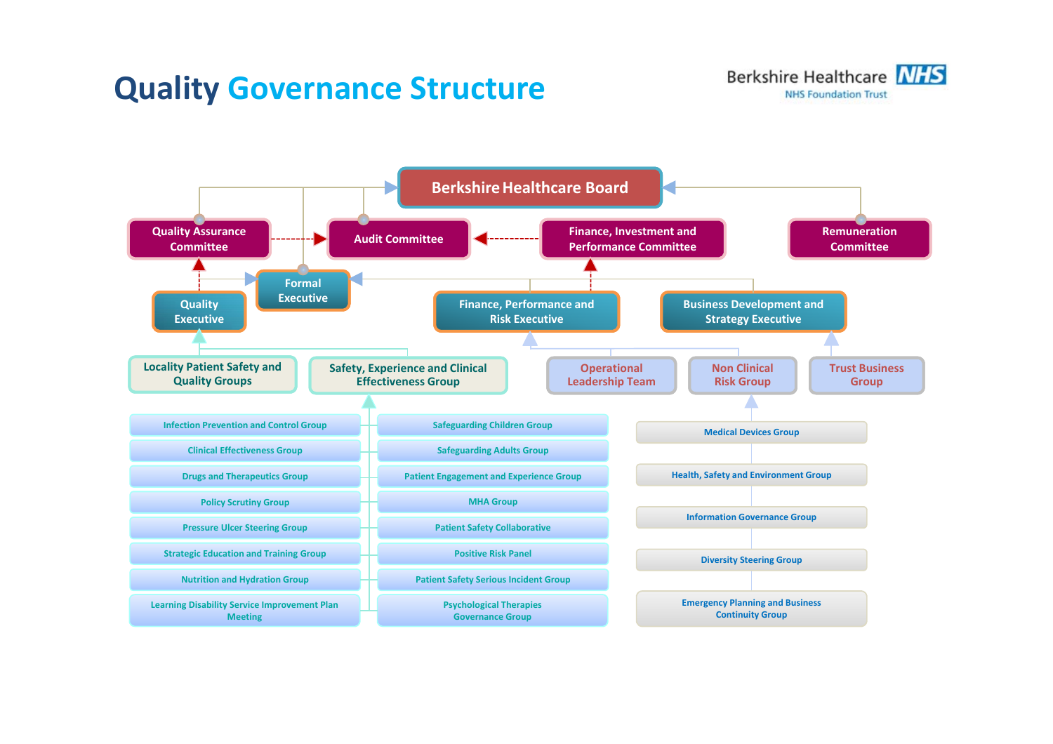# Quality Governance Structure

Berkshire Healthcare NHS
NHS Foundation Trust

**Berkshire Healthcare Board**

- **Quality Assurance Committee**
  - Formal Executive
  - Quality Executive
    - Locality Patient Safety and Quality Groups
    - Safety, Experience and Clinical Effectiveness Group
      - Infection Prevention and Control Group
      - Clinical Effectiveness Group
      - Drugs and Therapeutics Group
      - Policy Scrutiny Group
      - Pressure Ulcer Steering Group
      - Strategic Education and Training Group
      - Nutrition and Hydration Group
      - Learning Disability Service Improvement Plan Meeting
      - Safeguarding Children Group
      - Safeguarding Adults Group
      - Patient Engagement and Experience Group
      - MHA Group
      - Patient Safety Collaborative
      - Positive Risk Panel
      - Patient Safety Serious Incident Group
      - Psychological Therapies Governance Group
- **Audit Committee**
- **Finance, Investment and Performance Committee**
  - Finance, Performance and Risk Executive
    - Operational Leadership Team
    - Non Clinical Risk Group
      - Medical Devices Group
      - Health, Safety and Environment Group
      - Information Governance Group
      - Diversity Steering Group
      - Emergency Planning and Business Continuity Group
  - Business Development and Strategy Executive
    - Trust Business Group
- **Remuneration Committee**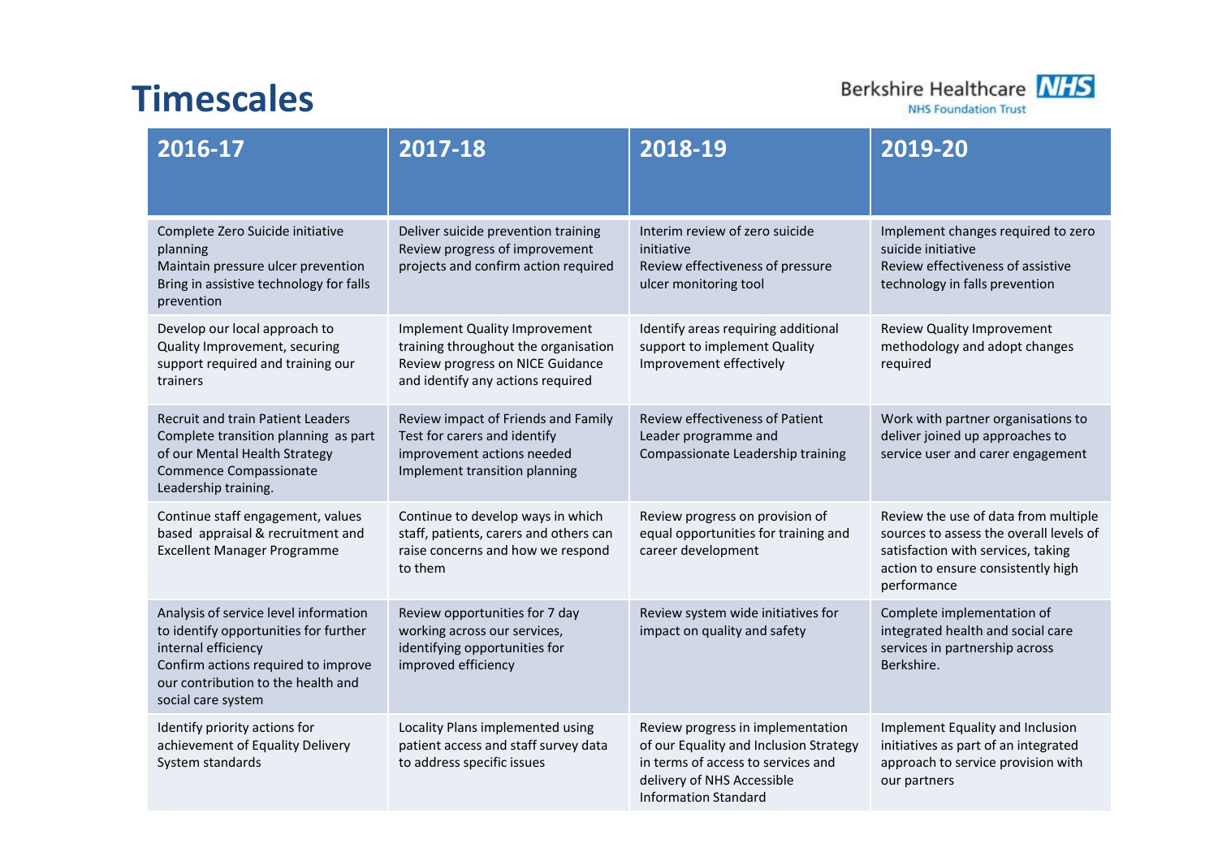# Timescales

Berkshire Healthcare NHS Foundation Trust

| 2016-17 | 2017-18 | 2018-19 | 2019-20 |
|---|---|---|---|
| Complete Zero Suicide initiative planning<br>Maintain pressure ulcer prevention<br>Bring in assistive technology for falls prevention | Deliver suicide prevention training<br>Review progress of improvement projects and confirm action required | Interim review of zero suicide initiative<br>Review effectiveness of pressure ulcer monitoring tool | Implement changes required to zero suicide initiative<br>Review effectiveness of assistive technology in falls prevention |
| Develop our local approach to Quality Improvement, securing support required and training our trainers | Implement Quality Improvement training throughout the organisation<br>Review progress on NICE Guidance and identify any actions required | Identify areas requiring additional support to implement Quality Improvement effectively | Review Quality Improvement methodology and adopt changes required |
| Recruit and train Patient Leaders<br>Complete transition planning as part of our Mental Health Strategy<br>Commence Compassionate Leadership training. | Review impact of Friends and Family Test for carers and identify improvement actions needed<br>Implement transition planning | Review effectiveness of Patient Leader programme and Compassionate Leadership training | Work with partner organisations to deliver joined up approaches to service user and carer engagement |
| Continue staff engagement, values based appraisal & recruitment and Excellent Manager Programme | Continue to develop ways in which staff, patients, carers and others can raise concerns and how we respond to them | Review progress on provision of equal opportunities for training and career development | Review the use of data from multiple sources to assess the overall levels of satisfaction with services, taking action to ensure consistently high performance |
| Analysis of service level information to identify opportunities for further internal efficiency<br>Confirm actions required to improve our contribution to the health and social care system | Review opportunities for 7 day working across our services, identifying opportunities for improved efficiency | Review system wide initiatives for impact on quality and safety | Complete implementation of integrated health and social care services in partnership across Berkshire. |
| Identify priority actions for achievement of Equality Delivery System standards | Locality Plans implemented using patient access and staff survey data to address specific issues | Review progress in implementation of our Equality and Inclusion Strategy in terms of access to services and delivery of NHS Accessible Information Standard | Implement Equality and Inclusion initiatives as part of an integrated approach to service provision with our partners |